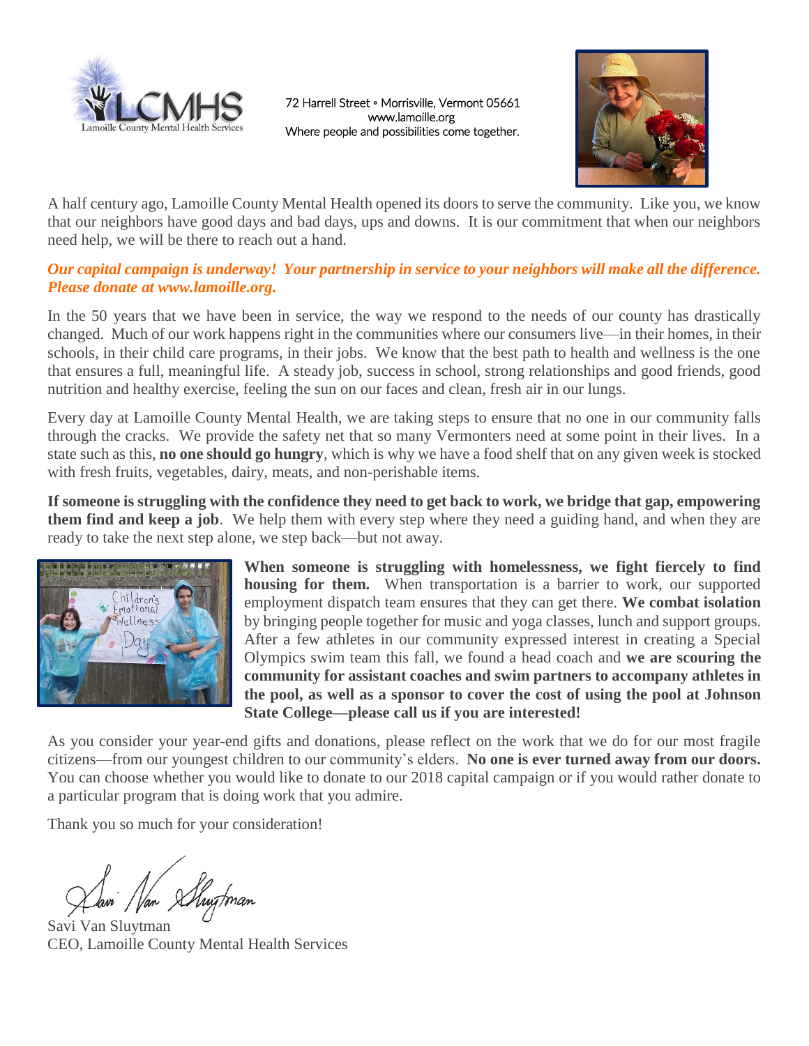Lamoille County Mental Health Services

72 Harrell Street ◦ Morrisville, Vermont 05661
www.lamoille.org
Where people and possibilities come together.

A half century ago, Lamoille County Mental Health opened its doors to serve the community. Like you, we know that our neighbors have good days and bad days, ups and downs. It is our commitment that when our neighbors need help, we will be there to reach out a hand.

***Our capital campaign is underway! Your partnership in service to your neighbors will make all the difference. Please donate at www.lamoille.org.***

In the 50 years that we have been in service, the way we respond to the needs of our county has drastically changed. Much of our work happens right in the communities where our consumers live—in their homes, in their schools, in their child care programs, in their jobs. We know that the best path to health and wellness is the one that ensures a full, meaningful life. A steady job, success in school, strong relationships and good friends, good nutrition and healthy exercise, feeling the sun on our faces and clean, fresh air in our lungs.

Every day at Lamoille County Mental Health, we are taking steps to ensure that no one in our community falls through the cracks. We provide the safety net that so many Vermonters need at some point in their lives. In a state such as this, **no one should go hungry**, which is why we have a food shelf that on any given week is stocked with fresh fruits, vegetables, dairy, meats, and non-perishable items.

**If someone is struggling with the confidence they need to get back to work, we bridge that gap, empowering them find and keep a job**. We help them with every step where they need a guiding hand, and when they are ready to take the next step alone, we step back—but not away.

**When someone is struggling with homelessness, we fight fiercely to find housing for them.** When transportation is a barrier to work, our supported employment dispatch team ensures that they can get there. **We combat isolation** by bringing people together for music and yoga classes, lunch and support groups. After a few athletes in our community expressed interest in creating a Special Olympics swim team this fall, we found a head coach and **we are scouring the community for assistant coaches and swim partners to accompany athletes in the pool, as well as a sponsor to cover the cost of using the pool at Johnson State College—please call us if you are interested!**

As you consider your year-end gifts and donations, please reflect on the work that we do for our most fragile citizens—from our youngest children to our community's elders. **No one is ever turned away from our doors.** You can choose whether you would like to donate to our 2018 capital campaign or if you would rather donate to a particular program that is doing work that you admire.

Thank you so much for your consideration!

Savi Van Sluytman
CEO, Lamoille County Mental Health Services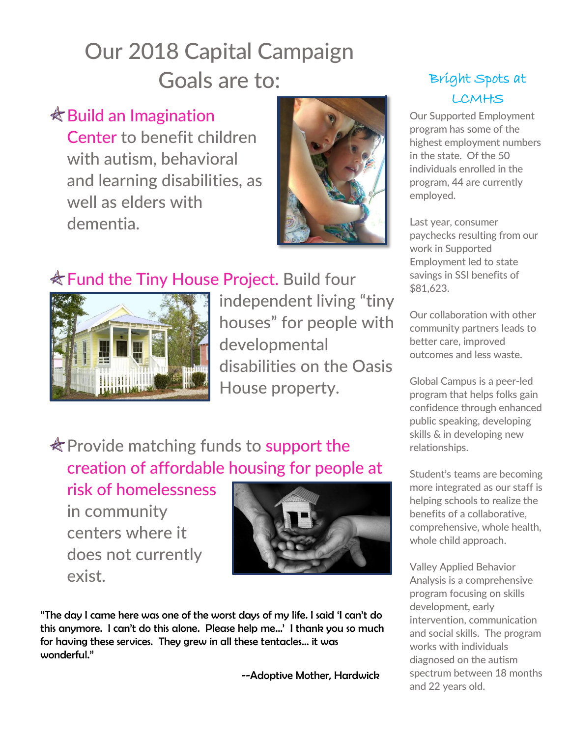# Our 2018 Capital Campaign Goals are to:

- **Build an Imagination Center** to benefit children with autism, behavioral and learning disabilities, as well as elders with dementia.

- **Fund the Tiny House Project.** Build four independent living "tiny houses" for people with developmental disabilities on the Oasis House property.

- Provide matching funds to **support the creation of affordable housing for people at risk of homelessness** in community centers where it does not currently exist.

"The day I came here was one of the worst days of my life. I said 'I can't do this anymore. I can't do this alone. Please help me…' I thank you so much for having these services. They grew in all these tentacles… it was wonderful."

--Adoptive Mother, Hardwick

## Bright Spots at LCMHS

Our Supported Employment program has some of the highest employment numbers in the state. Of the 50 individuals enrolled in the program, 44 are currently employed.

Last year, consumer paychecks resulting from our work in Supported Employment led to state savings in SSI benefits of $81,623.

Our collaboration with other community partners leads to better care, improved outcomes and less waste.

Global Campus is a peer-led program that helps folks gain confidence through enhanced public speaking, developing skills & in developing new relationships.

Student's teams are becoming more integrated as our staff is helping schools to realize the benefits of a collaborative, comprehensive, whole health, whole child approach.

Valley Applied Behavior Analysis is a comprehensive program focusing on skills development, early intervention, communication and social skills. The program works with individuals diagnosed on the autism spectrum between 18 months and 22 years old.